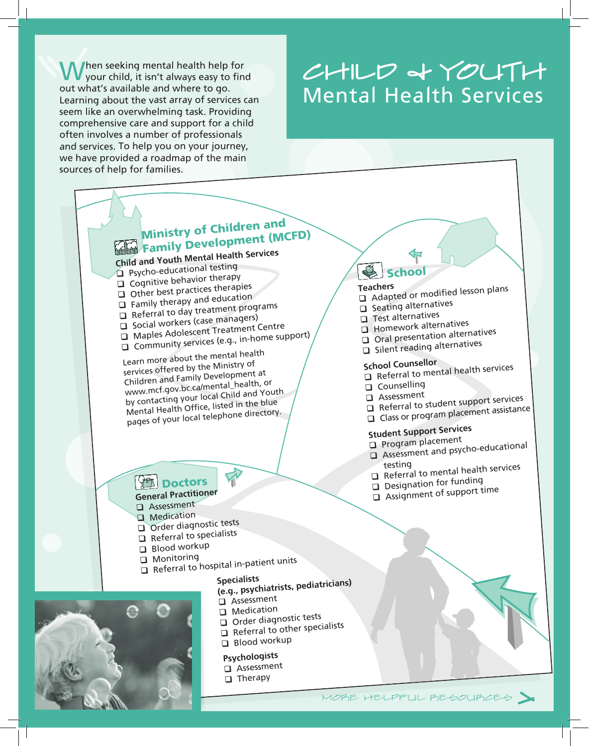# CHILD & YOUTH Mental Health Services

When seeking mental health help for your child, it isn't always easy to find out what's available and where to go. Learning about the vast array of services can seem like an overwhelming task. Providing comprehensive care and support for a child often involves a number of professionals and services. To help you on your journey, we have provided a roadmap of the main sources of help for families.

## Ministry of Children and Family Development (MCFD)

### Child and Youth Mental Health Services

- ❑ Psycho-educational testing
- ❑ Cognitive behavior therapy
- ❑ Other best practices therapies
- ❑ Family therapy and education
- ❑ Referral to day treatment programs
- ❑ Social workers (case managers)
- ❑ Maples Adolescent Treatment Centre
- ❑ Community services (e.g., in-home support)

Learn more about the mental health services offered by the Ministry of Children and Family Development at www.mcf.gov.bc.ca/mental_health, or by contacting your local Child and Youth Mental Health Office, listed in the blue pages of your local telephone directory.

## School

### Teachers

- ❑ Adapted or modified lesson plans
- ❑ Seating alternatives
- ❑ Test alternatives
- ❑ Homework alternatives
- ❑ Oral presentation alternatives
- ❑ Silent reading alternatives

### School Counsellor

- ❑ Referral to mental health services
- ❑ Counselling
- ❑ Assessment
- ❑ Referral to student support services
- ❑ Class or program placement assistance

### Student Support Services

- ❑ Program placement
- ❑ Assessment and psycho-educational testing
- ❑ Referral to mental health services
- ❑ Designation for funding
- ❑ Assignment of support time

## Doctors

### General Practitioner

- ❑ Assessment
- ❑ Medication
- ❑ Order diagnostic tests
- ❑ Referral to specialists
- ❑ Blood workup
- ❑ Monitoring
- ❑ Referral to hospital in-patient units

### Specialists (e.g., psychiatrists, pediatricians)

- ❑ Assessment
- ❑ Medication
- ❑ Order diagnostic tests
- ❑ Referral to other specialists
- ❑ Blood workup

### Psychologists

- ❑ Assessment
- ❑ Therapy

MORE HELPFUL RESOURCES >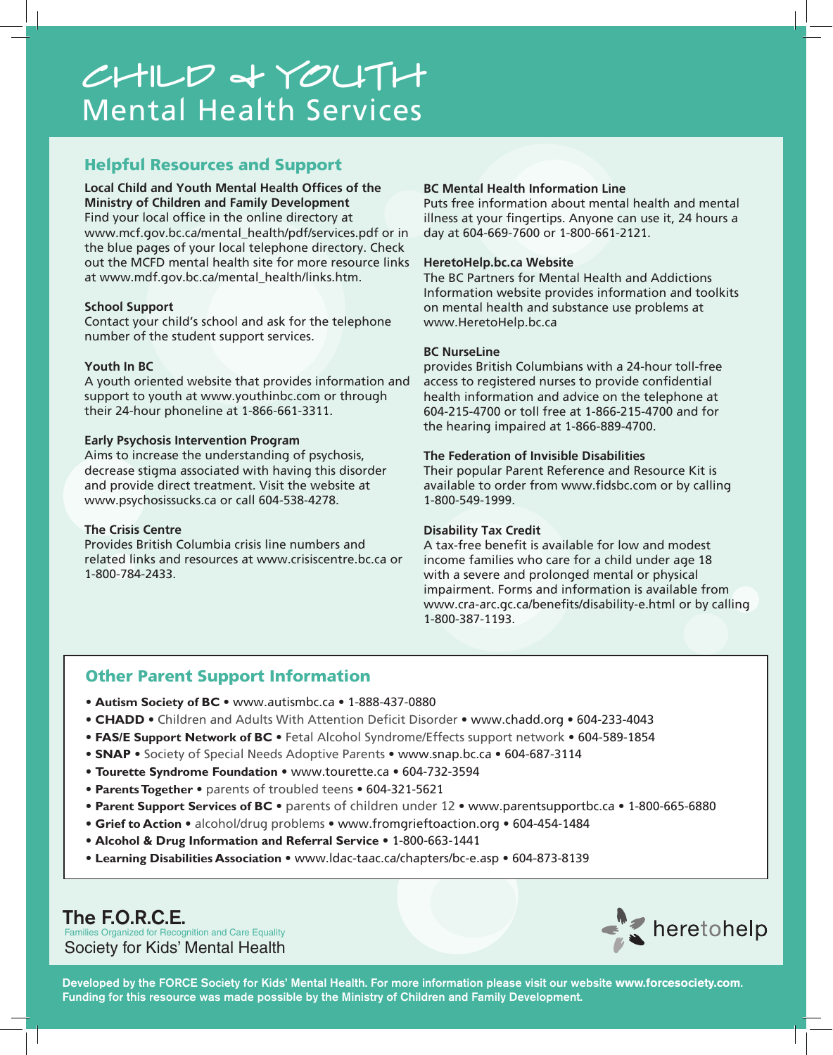# CHILD & YOUTH
# Mental Health Services

## Helpful Resources and Support

**Local Child and Youth Mental Health Offices of the Ministry of Children and Family Development**
Find your local office in the online directory at www.mcf.gov.bc.ca/mental_health/pdf/services.pdf or in the blue pages of your local telephone directory. Check out the MCFD mental health site for more resource links at www.mdf.gov.bc.ca/mental_health/links.htm.

**School Support**
Contact your child's school and ask for the telephone number of the student support services.

**Youth In BC**
A youth oriented website that provides information and support to youth at www.youthinbc.com or through their 24-hour phoneline at 1-866-661-3311.

**Early Psychosis Intervention Program**
Aims to increase the understanding of psychosis, decrease stigma associated with having this disorder and provide direct treatment. Visit the website at www.psychosissucks.ca or call 604-538-4278.

**The Crisis Centre**
Provides British Columbia crisis line numbers and related links and resources at www.crisiscentre.bc.ca or 1-800-784-2433.

**BC Mental Health Information Line**
Puts free information about mental health and mental illness at your fingertips. Anyone can use it, 24 hours a day at 604-669-7600 or 1-800-661-2121.

**HeretoHelp.bc.ca Website**
The BC Partners for Mental Health and Addictions Information website provides information and toolkits on mental health and substance use problems at www.HeretoHelp.bc.ca

**BC NurseLine**
provides British Columbians with a 24-hour toll-free access to registered nurses to provide confidential health information and advice on the telephone at 604-215-4700 or toll free at 1-866-215-4700 and for the hearing impaired at 1-866-889-4700.

**The Federation of Invisible Disabilities**
Their popular Parent Reference and Resource Kit is available to order from www.fidsbc.com or by calling 1-800-549-1999.

**Disability Tax Credit**
A tax-free benefit is available for low and modest income families who care for a child under age 18 with a severe and prolonged mental or physical impairment. Forms and information is available from www.cra-arc.gc.ca/benefits/disability-e.html or by calling 1-800-387-1193.

## Other Parent Support Information

- **Autism Society of BC** • www.autismbc.ca • 1-888-437-0880
- **CHADD** • Children and Adults With Attention Deficit Disorder • www.chadd.org • 604-233-4043
- **FAS/E Support Network of BC** • Fetal Alcohol Syndrome/Effects support network • 604-589-1854
- **SNAP** • Society of Special Needs Adoptive Parents • www.snap.bc.ca • 604-687-3114
- **Tourette Syndrome Foundation** • www.tourette.ca • 604-732-3594
- **Parents Together** • parents of troubled teens • 604-321-5621
- **Parent Support Services of BC** • parents of children under 12 • www.parentsupportbc.ca • 1-800-665-6880
- **Grief to Action** • alcohol/drug problems • www.fromgrieftoaction.org • 604-454-1484
- **Alcohol & Drug Information and Referral Service** • 1-800-663-1441
- **Learning Disabilities Association** • www.ldac-taac.ca/chapters/bc-e.asp • 604-873-8139

**The F.O.R.C.E.**
Families Organized for Recognition and Care Equality
Society for Kids' Mental Health

heretohelp

**Developed by the FORCE Society for Kids' Mental Health. For more information please visit our website www.forcesociety.com. Funding for this resource was made possible by the Ministry of Children and Family Development.**